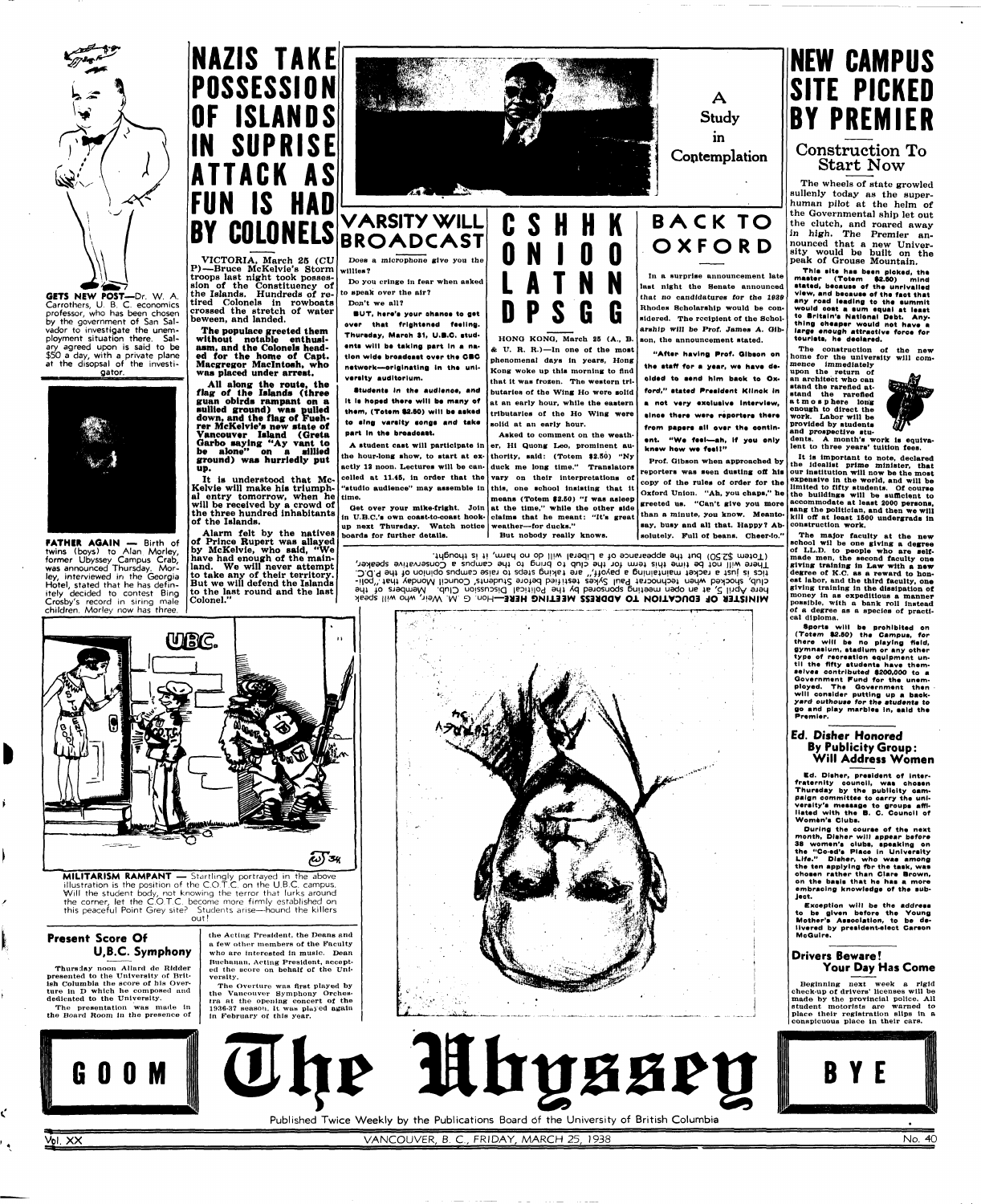# NAZIS TAKE POSSESSION OF ISLANDS IN SUPRISE ATTACK AS FUN IS HAD BY COLONELS

VICTORIA, March 25 (CUP)—Bruce McKelvie's Storm troops last night took possession of the Constituency of the Islands. Hundreds of retired Colonels in rowboats crossed the stretch of water beween, and landed.

**The populace greeted them without notable enthusiasm, and the Colonels headed for the home of Capt. Macgregor MacIntosh, who was placed under arrest.**

**All along the route, the flag of the Islands (three guan obirds rampant on a sullied ground) was pulled down, and the flag of Fuehrer McKelvie's new state of Vancouver Island (Greta Garbo saying "Ay vant to be alone" on a sillied ground) was hurriedly put up.**

It is understood that McKelvie will make his triumphal entry tomorrow, when he will be received by a crowd of the three hundred inhabitants of the Islands.

Alarm felt by the natives of Prince Rupert was allayed by McKelvie, who said, "We have had enough of the mainland. We will never attempt to take any of their territory. But we will defend the Islands to the last round and the last Colonel."

**GETS NEW POST**—Dr. W. A. Carrothers, U. B. C. economics professor, who has been chosen by the government of San Salvador to investigate the unemployment situation there. Salary agreed upon is said to be $50 a day, with a private plane at the disposal of the investigator.

**FATHER AGAIN** — Birth of twins (boys) to Alan Morley, former Ubyssey Campus Crab, was announced Thursday. Morley, interviewed in the Georgia Hotel, stated that he has definitely decided to contest Bing Crosby's record in siring male children. Morley now has three.

## VARSITY WILL BROADCAST

Does a microphone give you the willies?

Do you cringe in fear when asked to speak over the air?

Don't we all?

**BUT, here's your chance to get over that frightened feeling. Thursday, March 31, U.B.C. students will be taking part in a nation wide broadcast over the CBC network—originating in the university auditorium.**

**Students in the audience, and it is hoped there will be many of them, (Totem $2.50) will be asked to sing varsity songs and take part in the broadcast.**

A student cast will participate in the hour-long show, to start at exactly 12 noon. Lectures will be cancelled at 11.45, in order that the "studio audience" may assemble in time.

Get over your mike-fright. Join in U.B.C.'s own coast-to-coast hookup next Thursday. Watch notice boards for further details.

A Study in Contemplation

## CSHHK ONIOO LATNN DPSGG

HONG KONG, March 25 (A., B. & U. R. R.)—In one of the most phenomenal days in years, Hong Kong woke up this morning to find that it was frozen. The western tributaries of the Wing Ho were solid at an early hour, while the eastern tributaries of the Ho Wing were solid at an early hour.

Asked to comment on the weather, Hi Quong Leo, prominent authority, said: (Totem $2.50) "Ny duck me long time." Translators vary on their interpretations of this, one school insisting that it means (Totem $2.50) "I was asleep at the time," while the other side claims that he meant: "It's great weather—for ducks."

But nobody really knows.

## BACK TO OXFORD

In a surprise announcement late last night the Senate announced that no candidatures for the 1939 Rhodes Scholarship would be considered. The recipient of the Scholarship will be Prof. James A. Gibson, the announcement stated.

**"After having Prof. Gibson on the staff for a year, we have decided to send him back to Oxford," stated President Klinck in a not very exclusive interview, since there were reporters there from papers all over the continent. "We feel—ah, if you only knew how we feel!"**

Prof. Gibson when approached by reporters was seen dusting off his copy of the rules of order for the Oxford Union. "Ah, you chaps," he greeted us. "Can't give you more than a minute, you know. Meantosay, busy and all that. Happy? Absolutely. Full of beans. Cheer-io."

**MINISTER OF EDUCATION TO ADDRESS MEETING HERE**—Hon. G. M. Weir, who will speak here April 5, at an open meeting sponsored by the Political Discussion Club. Members of the club, shocked past technocrat Paul Sykes testified before Students' Council Monday that "P.D.C. is just a racket maintaining a payroll," are taking steps to raise campus opinion of the club. (Ed.: They will not be time this term for the club to bring to the campus a Conservative speaker. (Totem $2.50) but the appearance of a Liberal will do no harm, it is thought.)

**MILITARISM RAMPANT** — Startlingly portrayed in the above illustration is the position of the C.O.T.C. on the U.B.C. campus. Will the student body, not knowing the terror that lurks around the corner, let the C.O.T.C. become more firmly established on this peaceful Point Grey site? Students arise—hound the killers out!

### Present Score Of U.B.C. Symphony

Thursday noon Allard de Ridder presented to the University of British Columbia the score of his Overture in D which he composed and dedicated to the University.

The presentation was made in the Board Room in the presence of the Acting President, the Deans and a few other members of the Faculty who are interested in music. Dean Buchanan, Acting President, accepted the score on behalf of the University.

The Overture was first played by the Vancouver Symphony Orchestra at the opening concert of the 1936-37 season. It was played again in February of this year.

# NEW CAMPUS SITE PICKED BY PREMIER

## Construction To Start Now

The wheels of state growled sullenly today as the superhuman pilot at the helm of the Governmental ship let out the clutch, and roared away *in high*. The Premier announced that a new University would be built on the peak of Grouse Mountain.

**This site has been picked, the master (Totem $2.50) mind stated, because of the unrivalled view, and because of the fact that any road leading to the summit would cost a sum equal at least to Britain's National Debt. Anything cheaper would not have a large enough attractive force for tourists, he declared.**

The construction of the new home for the university will commence immediately upon the return of an architect who can stand the rarefied atmosphere long enough to direct the work. Labor will be provided by students and prospective students. A month's work is equivalent to three years' tuition fees.

It is important to note, declared the idealist prime minister, that our institution will now be the most expensive in the world, and will be limited to fifty students. Of course the buildings will be sufficient to accommodate at least 2000 persons, sang the politician, and then we will kill off at least 1500 undergrads in construction work.

The major faculty at the new school wil be one giving a degree of LL.D. to people who are self-made men, the second faculty one giving training in Law with a new degree of K.C. as a reward to honest labor, and the third faculty, one giving training in the dissipation of money in as expeditious a manner possible, with a bank roll instead of a degree as a species of practical diploma.

**Sports will be prohibited on (Totem $2.50) the Campus, for there will be no playing field, gymnasium, stadium or any other type of recreation equipment until the fifty students have themselves contributed $200,000 to a Government Fund for the unemployed. The Government then will consider putting up a *backyard outhouse for the students* to go and play marbles in, said the Premier.**

### Ed. Disher Honored By Publicity Group: Will Address Women

**Ed. Disher, president of inter-fraternity council, was chosen Thursday by the publicity campaign committee to carry the university's message to groups affiliated with the B. C. Council of Women's Clubs.**

**During the course of the next month, Disher will appear before 38 women's clubs, speaking on the "Co-ed's Place in University Life." Disher, who was among the ten applying for the task, was chosen rather than Clare Brown, on the basis that he has a more embracing knowledge of the subject.**

**Exception will be the address to be given before the Young Mother's Association, to be delivered by president-elect Carson McGuire.**

### Drivers Beware! Your Day Has Come

Beginning next week a rigid check-up of drivers' licenses will be made by the provincial police. All student motorists are warned to place their registration slips in a conspicuous place in their cars.

GOOM **The Ubyssey** BYE

Published Twice Weekly by the Publications Board of the University of British Columbia

Vol. XX — VANCOUVER, B. C., FRIDAY, MARCH 25, 1938 — No. 40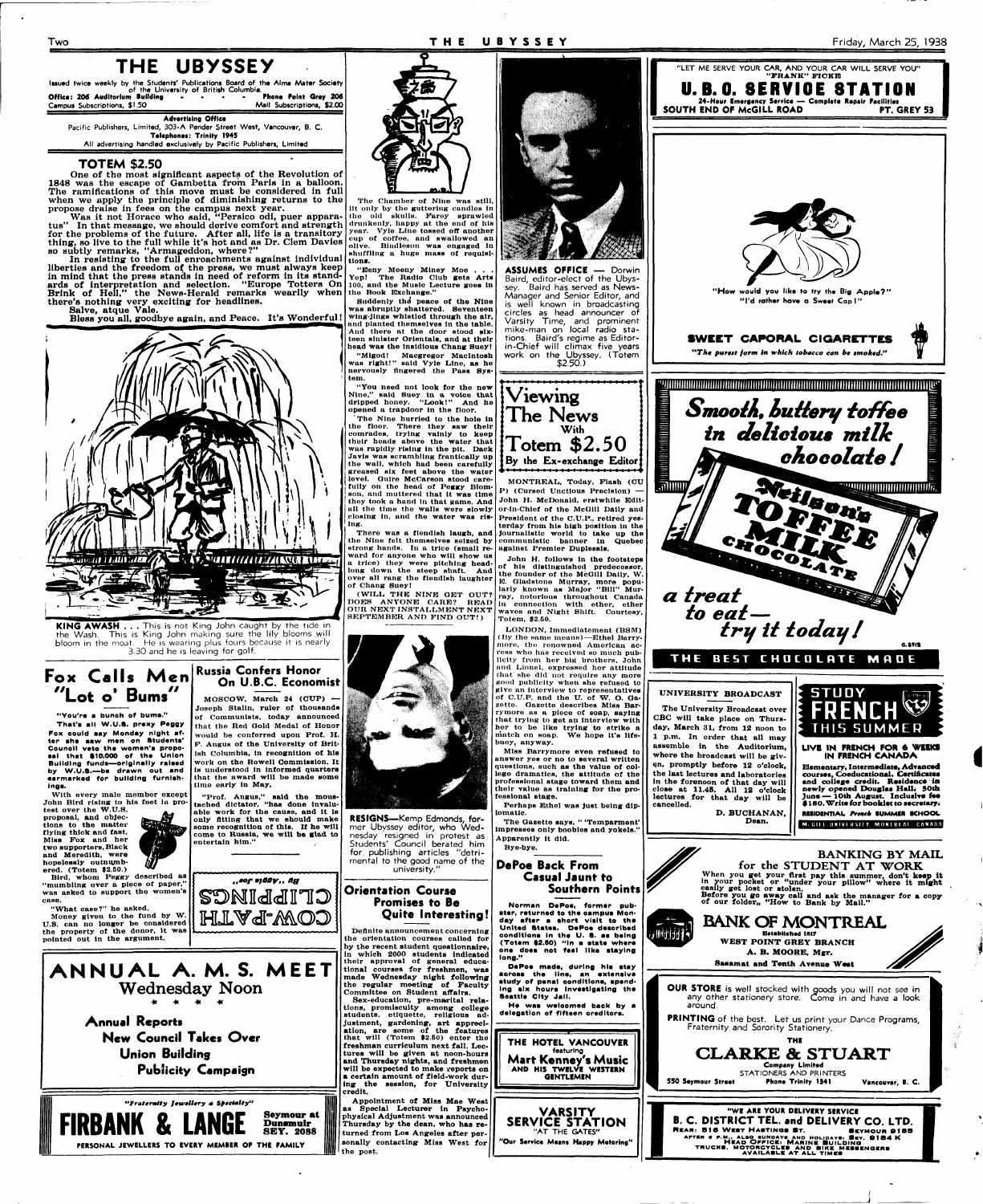# THE UBYSSEY

Issued twice weekly by the Students' Publications Board of the Alma Mater Society of the University of British Columbia.

Office: 206 Auditorium Building - - - - Phone Point Grey 206

Campus Subscriptions, $1.50 Mail Subscriptions, $2.00

**Advertising Office**

Pacific Publishers, Limited, 303-A Pender Street West, Vancouver, B. C.

Telephone: Trinity 1945

All advertising handled exclusively by Pacific Publishers, Limited

## TOTEM $2.50

One of the most significant aspects of the Revolution of 1848 was the escape of Gambetta from Paris in a balloon. The ramifications of this move must be considered in full when we apply the principle of diminishing returns to the propose draise in fees on the campus next year.

Was it not Horace who said, "Persico odi, puer apparatus" In that message, we should derive comfort and strength for the problems of the future. After all, life is a transitory thing, so live to the full while it's hot and as Dr. Clem Davies so subtly remarks, "Armageddon, where?"

In resisting to the full enroachments against individual liberties and the freedom of the press, we must always keep in mind that the press stands in need of reform in its standards of interpretation and selection. "Europe Totters On Brink of Hell," the News-Herald remarks wearily when there's nothing very exciting for headlines.

Salve, atque Vale.

Bless you all, goodbye again, and Peace. It's Wonderful!

**KING AWASH** . . . This is not King John caught by the tide in the Wash. This is King John making sure the lily blooms will bloom in the moat. He is wearing plus fours because it is nearly 3.30 and he is leaving for golf.

## Fox Calls Men "Lot o' Bums"

**"You're a bunch of bums." That's all W.U.S. prexy Peggy Fox could say Monday night after she saw men on Students' Council veto the women's proposal that $10,000 of the Union Building funds—originally raised by W.U.S.—be drawn out and earmarked for building furnishings.**

With every male member except John Bird rising to his feet in protest over the W.U.S. proposal, and objections to the matter flying thick and fast, Miss Fox and her two supporters, Black and Meredith, were hopelessly outnumbered. (Totem $2.50.)

Bird, whom Peggy described as "mumbling over a piece of paper," was asked to support the women's case.

"What case?" he asked.

Money given to the fund by W. U.S. can no longer be considered the property of the donor, it was pointed out in the argument.

## Russia Confers Honor On U.B.C. Economist

MOSCOW, March 24 (CUP) — Joseph Stalin, ruler of thousands of Communists, today announced that the Red Gold Medal of Honor would be conferred upon Prof. H. F. Angus of the University of British Columbia, in recognition of his work on the Rowell Commission. It is understood in informed quarters that the award will be made some time early in May.

"Prof. Angus," said the moustached dictator, "has done invaluable work for the cause, and it is only fitting that we should make some recognition of this. If he will come to Russia, we will be glad to entertain him."

COW-PATH CLIPPINGS

"By 'ebee' rog."

# ANNUAL A. M. S. MEET

## Wednesday Noon

\* \* \* \*

**Annual Reports**

**New Council Takes Over**

**Union Building**

**Publicity Campaign**

*"Fraternity Jewellery a Specialty"*

**FIRBANK & LANGE** Seymour at Dunsmuir SEY. 2088

PERSONAL JEWELLERS TO EVERY MEMBER OF THE FAMILY

---

The Chamber of Nine was still, lit only by the guttering candles in the old skulls. Farcy sprawled drunkenly, happy at the end of his year. Vyle Line tossed off another cup of coffee, and swallowed an olive. Bindleson was engaged in shuffling a huge mass of requisitions.

"Eeny Meeny Miney Moe . . . Yep! The Radio Club gets Arts 100, and the Music Lecture goes in the Book Exchange."

Suddenly the peace of the Nine was abruptly shattered. Seventeen wing-jings whistled through the air, and planted themselves in the table. And there at the door stood sixteen sinister Orientals, and at their head was the insidious Chang Suey!

"Migod! Macgregor Macintosh was right!" said Vyle Line, as he nervously fingered the Pass System.

"You need not look for the new Nine," said Suey in a voice that dripped honey. "Look!" And he opened a trapdoor in the floor.

The Nine hurried to the hole in the floor. There they saw their comrades, trying vainly to keep their heads above the water that was rapidly rising in the pit. Dack Javis was scrambling frantically up the wall, which had been carefully greased six feet above the water level. Guire McCarson stood carefully on the head of Peggy Blomson, and muttered that it was time they took a hand in that game. And all the time the walls were slowly closing in, and the water was rising.

There was a fiendish laugh, and the Nine felt themselves seized by strong hands. In a trice (small reward for anyone who will show us a trice) they were pitching headlong down the steep shaft. And over all rang the fiendish laughter of Chang Suey!

(WILL THE NINE GET OUT? DOES ANYONE CARE? READ OUR NEXT INSTALLMENT NEXT SEPTEMBER AND FIND OUT!)

**RESIGNS**—Kemp Edmonds, former Ubyssey editor, who Wednesday resigned in protest as Students' Council berated him for publishing articles "detrimental to the good name of the university."

## Orientation Course Promises to Be Quite Interesting!

Definite announcement concerning the orientation courses called for by the recent student questionnaire, in which 2000 students indicated their approval of general educational courses for freshmen, was made Wednesday night following the regular meeting of Faculty Committee on Student affairs.

Sex-education, pre-marital relations, promiscuity among college students, etiquette, religious adjustment, gardening, art appreciation, are some of the features that will (Totem $2.50) enter the freshman curriculum next fall. Lectures will be given at noon-hours and Thursday nights, and freshmen will be expected to make reports on a certain amount of field-work during the session, for University credit.

Appointment of Miss Mae West as Special Lecturer in Psychophysical Adjustment was announced Thursday by the dean, who has returned from Los Angeles after personally contacting Miss West for the post.

---

**ASSUMES OFFICE** — Dorwin Baird, editor-elect of the Ubyssey. Baird has served as News-Manager and Senior Editor, and is well known in broadcasting circles as head announcer of Varsity Time, and prominent mike-man on local radio stations. Baird's regime as Editor-in-Chief will climax five years work on the Ubyssey. (Totem $2.50.)

## Viewing The News With Totem $2.50

### By the Ex-exchange Editor

MONTREAL, Today, Flash (CU P) (Cursed Unctious Precision) — John H. McDonald, erstwhile Editor-in-Chief of the McGill Daily and President of the C.U.P., retired yesterday from his high position in the journalistic world to take up the communistic banner in Quebec against Premier Duplesis.

John H. follows in the footsteps of his distinguished predecessor, the founder of the McGill Daily, W. E. Gladstone Murray, more popularly known as Major "Bill" Murray, notorious throughout Canada in connection with ether, ether waves and Night Shift. Courtesy, Totem, $2.50.

LONDON, Immediatement (BSM) (By the same means)—Ethel Barrymore, the renowned American actress who has received so much publicity from her big brothers, John and Lionel, expressed her attitude that she did not require any more good publicity when she refused to give an interview to representatives of C.U.P. and the U. of W. O. Gazette. Gazette describes Miss Barrymore as a piece of soap, saying that trying to get an interview with her to be like trying to strike a match on soap. We hope it's lifebuoy, anyway.

Miss Barrymore even refused to answer yes or no to several written questions, such as the value of college dramatics, the attitude of the professional stage toward them and their value as training for the professional stage.

Perhaps Ethel was just being diplomatic.

The Gazette says, "'Temparment' impresses only boobies and yokels." Apparently it did.

Bye-bye.

## DePoe Back From Casual Jaunt to Southern Points

**Norman DePoe, former pubster, returned to the campus Monday after a short visit to the United States. DePoe described conditions in the U. S. as being (Totem $2.50) "in a state where one does not feel like staying long."**

**DePoe made, during his stay across the line, an extensive study of penal conditions, spending six hours investigating the Seattle City Jail.**

**He was welcomed back by a delegation of fifteen creditors.**

THE HOTEL VANCOUVER featuring **Mart Kenney's Music** AND HIS TWELVE WESTERN GENTLEMEN

**VARSITY SERVICE STATION** "AT THE GATES" "Our Service Means Happy Motoring"

---

"LET ME SERVE YOUR CAR, AND YOUR CAR WILL SERVE YOU" "FRANK" FICKE

**U. B. C. SERVICE STATION**

24-Hour Emergency Service — Complete Repair Facilities

SOUTH END OF McGILL ROAD PT. GREY 53

"How would you like to try the Big Apple?" "I'd rather have a Sweet Cap!"

**SWEET CAPORAL CIGARETTES**

*"The purest form in which tobacco can be smoked."*

*Smooth, buttery toffee in delicious milk chocolate!*

Neilson's TOFFEE MILK CHOCOLATE

*a treat to eat— try it today!*

THE BEST CHOCOLATE MADE

**UNIVERSITY BROADCAST**

The University Broadcast over CBC will take place on Thursday, March 31, from 12 noon to 1 p.m. In order that all may assemble in the Auditorium, where the broadcast will be given, promptly before 12 o'clock, the last lectures and laboratories in the forenoon of that day will close at 11.45. All 12 o'clock lectures for that day will be cancelled.

D. BUCHANAN, Dean.

**STUDY FRENCH THIS SUMMER**

LIVE IN FRENCH IN FRENCH CANADA

Elementary, Intermediate, Advanced courses. Coeducational. Certificates and college credit. Residence in newly opened Douglas Hall. 30th June — 10th August. Inclusive fee $180. Write for booklet to secretary.

RESIDENTIAL French SUMMER SCHOOL

McGILL UNIVERSITY MONTREAL CANADA

**BANKING BY MAIL for the STUDENT AT WORK**

When you get your first pay this summer, don't keep it in your pocket or "under your pillow" where it might easily get lost or stolen.

Before you go away call and ask the manager for a copy of our folder, "How to Bank by Mail."

**BANK OF MONTREAL**

Established 1817

WEST POINT GREY BRANCH

A. B. MOORE, Mgr.

Sasamat and Tenth Avenue West

**OUR STORE** is well stocked with goods you will not see in any other stationery store. Come in and have a look around.

**PRINTING** of the best. Let us print your Dance Programs, Fraternity and Sorority Stationery.

THE

**CLARKE & STUART**

Company Limited

STATIONERS AND PRINTERS

550 Seymour Street Phone Trinity 1341 Vancouver, B. C.

"WE ARE YOUR DELIVERY SERVICE"

**B. C. DISTRICT TEL. and DELIVERY CO. LTD.**

REAR: 516 WEST HASTINGS ST. SEYMOUR 9185

AFTER 6 P.M., ALSO SUNDAYS AND HOLIDAYS: SEY. 9184 K

HEAD OFFICE: MARINE BUILDING

TRUCKS, MOTORCYCLES AND BIKE MESSENGERS AVAILABLE AT ALL TIMES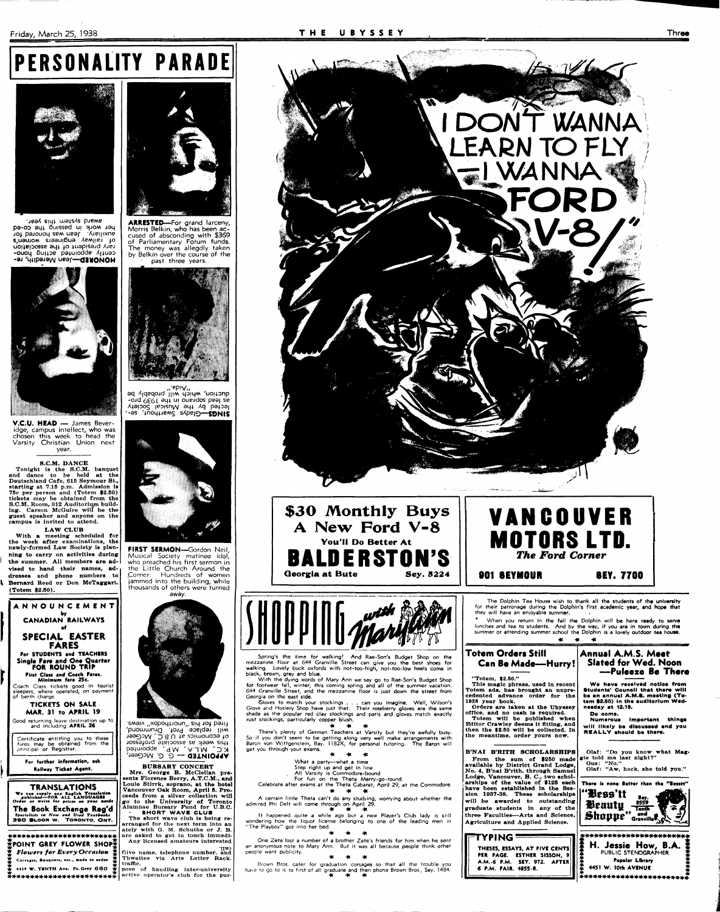# PERSONALITY PARADE

**HONORED**—Jean Meredith, recently appointed president of the Women's Literary Society, in recognition of her work in passing year.

**ARRESTED**—For grand larceny, Morris Belkin, who has been accused of absconding with $369 of Parliamentary Forum funds. The money was allegedly taken by Belkin over the course of the past three years.

**SINGS**—Gladys Munroe, selected by the Musical Society as lead soprano in the 1939 production, which will probably be "Aida."

**V.C.U. HEAD** — James Beveridge, campus intellect, who was chosen this week to head the Varsity Christian Union next year.

**FIRST SERMON**—Gordon Neil, Musical Society matinee idol, who preached his first sermon in the Little Church Around the Corner. Hundreds of women jammed into the building, while thousands of others were turned away.

**APPOINTED** — G. G. McGeer, K.C., M.L.A., M.P., appointed this week as associate professor of economics at U.B.C. McGeer will replace Prof. Drummond, fired for his "unorthodox" views.

### S.C.M. DANCE

Tonight is the S.C.M. banquet and dance to be held at the Deutschland Cafe, 615 Seymour St., starting at 7.15 p.m. Admission is 75c per person and (Totem $2.50) tickets may be obtained from the S.C.M. Room, 312 Auditorium building. Carson McGuire will be the guest speaker and anyone on the campus is invited to attend.

### LAW CLUB

With a meeting scheduled for the week after examinations, the newly-formed Law Society is planning to carry on activities during the summer. All members are advised to hand their names, addresses and phone numbers to Bernard Reed or Don McTaggart. (Totem $2.50).

### BURSARY CONCERT

Mrs. George B. McClellan presents Florence Berry, A.T.C.M., and Louie Stirrk, soprano, at the hotel Vancouver Oak Room, April 5. Proceeds from a silver collection will go to the University of Toronto Alumnae Bursary Fund for U.B.C.

### SHORT WAVE CLUB

The short wave club is being rearranged for the next term into an active operator's club for the purpose of handling inter-university traffic.

Any licensed amateurs interested are asked to get in touch immediately with G. M. Schuthe or J. B. Thwaites via Arts Letter Rack. Give name, telephone number, and call.

---

**ANNOUNCEMENT**
by
**CANADIAN RAILWAYS**
of
**SPECIAL EASTER FARES**
**For STUDENTS and TEACHERS**
**Single Fare and One Quarter FOR ROUND TRIP**
**First Class and Coach Fares. Minimum fare 25c.**

Coach Class tickets good in tourist sleepers, where operated, on payment of berth charge.

**TICKETS ON SALE**
**MAR. 31 to APRIL 19**

Good returning leave destination up to and including **APRIL 26**

Certificate entitling you to these fares may be obtained from the principal or Registrar.

**For further information, ask Railway Ticket Agent.**

---

**TRANSLATIONS**
We can supply any English Translation published—FOR ALL LANGUAGES
Order or write for prices on your needs
**The Book Exchange Reg'd**
Specialists in New and Used Textbooks
**390 BLOOR W. TORONTO, ONT.**

---

**POINT GREY FLOWER SHOP**
*Flowers for Every Occasion*
Corsages, Bouquets, etc., made to order
4429 W. TENTH Ave. Pt. Grey 660

---

"I DON'T WANNA LEARN TO FLY —I WANNA FORD V-8!"

**$30 Monthly Buys A New Ford V-8**
**You'll Do Better At**
**BALDERSTON'S**
**Georgia at Bute Sey. 5224**

**VANCOUVER MOTORS LTD.**
*The Ford Corner*
**901 SEYMOUR SEY. 7700**

---

# SHOPPING with Marylinn

Spring's the time for walking! And Rae-Son's Budget Shop on the mezzanine floor at 644 Granville Street can give you the best shoes for walking. Lovely buck oxfords with not-too-high, not-too-low heels come in black, brown, grey and blue.

With the dying words of Mary Ann we say go to Rae-Son's Budget Shop for footwear fall, winter, this coming spring and all of the summer vacation. 644 Granville Street, and the mezzanine floor is just down the street from Georgia on the east side.

Gloves to match your stockings . . . can you imagine. Well, Wilson's Glove and Hosiery Shop have just that. Their roseberry gloves are the same shade as the popular red clay stockings and paris and gloves match exactly rust stockings, particularly copper blush.

\* \* \*

There's plenty of German Teachers at Varsity but they're awfully busy. So if you don't seem to be getting along very well make arrangements with Baron von Wittgenstein, Bay. 1182X, for personal tutoring. The Baron will get you through your exams.

\* \* \*

What a party—what a time
Step right up and get in line
All Varsity is Commodore-bound
For fun on the Theta Merry-go-round.

Celebrate after exams at the Theta Cabaret, April 29, at the Commodore.

\* \* \*

A certain little Theta can't do any studying, worrying about whether the admired Phi Delt will come through on April 29.

\* \* \*

It happened quite a while ago but a new Player's Club lady is still wondering how the liquor license belonging to one of the leading men in "The Playboy" got into her bed.

\* \* \*

One Zete lost a number of a brother Zete's friends for him when he sent an anonymous note to Mary Ann. But it was all because people think other people want publicity.

\* \* \*

Brown Bros. cater for graduation corsages so that all the trouble you have to go to is to first of all graduate and then phone Brown Bros., Sey. 1484.

\* \* \*

---

The Dolphin Tea House wish to thank all the students of the university for their patronage during the Dolphin's first academic year, and hope that they will have an enjoyable summer.

When you return in the fall the Dolphin will be here ready to serve lunches and tea to students. And by the way, if you are in town during the summer or attending summer school the Dolphin is a lovely outdoor tea house.

\* \* \*

## Totem Orders Still Can Be Made—Hurry!

"Totem, $2.50."

This magic phrase, used in recent Totem ads, has brought an unprecedented advance order for the 1938 year book.

Orders are taken at the Ubyssey office, and no cash is required.

Totem will be published when Editor Crawley deems it fitting, and then the $2.50 will be collected. In the meantime, order yours now.

## Annual A.M.S. Meet Slated for Wed. Noon —Puleeze Be There

We have received notice from Students' Council that there will be an annual A.M.S. meeting (Totem $2.50) in the auditorium Wednesday at 12.15.

Do come.

Numerous important things will likely be discussed and you REALLY should be there.

### B'NAI B'RITH SCHOLARSHIPS

From the sum of $250 made available by District Grand Lodge, No. 4, B'nai B'rith, through Samuel Lodge, Vancouver, B. C., two scholarships of the value of $125 each have been established in the Session 1937-38. These scholarships will be awarded to outstanding graduate students in any of the three Faculties—Arts and Science, Agriculture and Applied Science.

Olaf: "Do you know what Maggie told me last night?"
Gus: "No."
Olaf: "Aw, heck, she told you."

**TYPING**
THESES, ESSAYS, AT FIVE CENTS PER PAGE. ESTHER SISSON, 9 A.M.-6 P.M. SEY. 972. AFTER 6 P.M. FAIR. 4855-R.

There is none Better than the "Bess't"
**"Bess'tt Beauty Shoppe"** Bay. 8559 Tenth and Granville

**H. Jessie How, B.A.**
PUBLIC STENOGRAPHER
Popular Library
4451 W. 10th AVENUE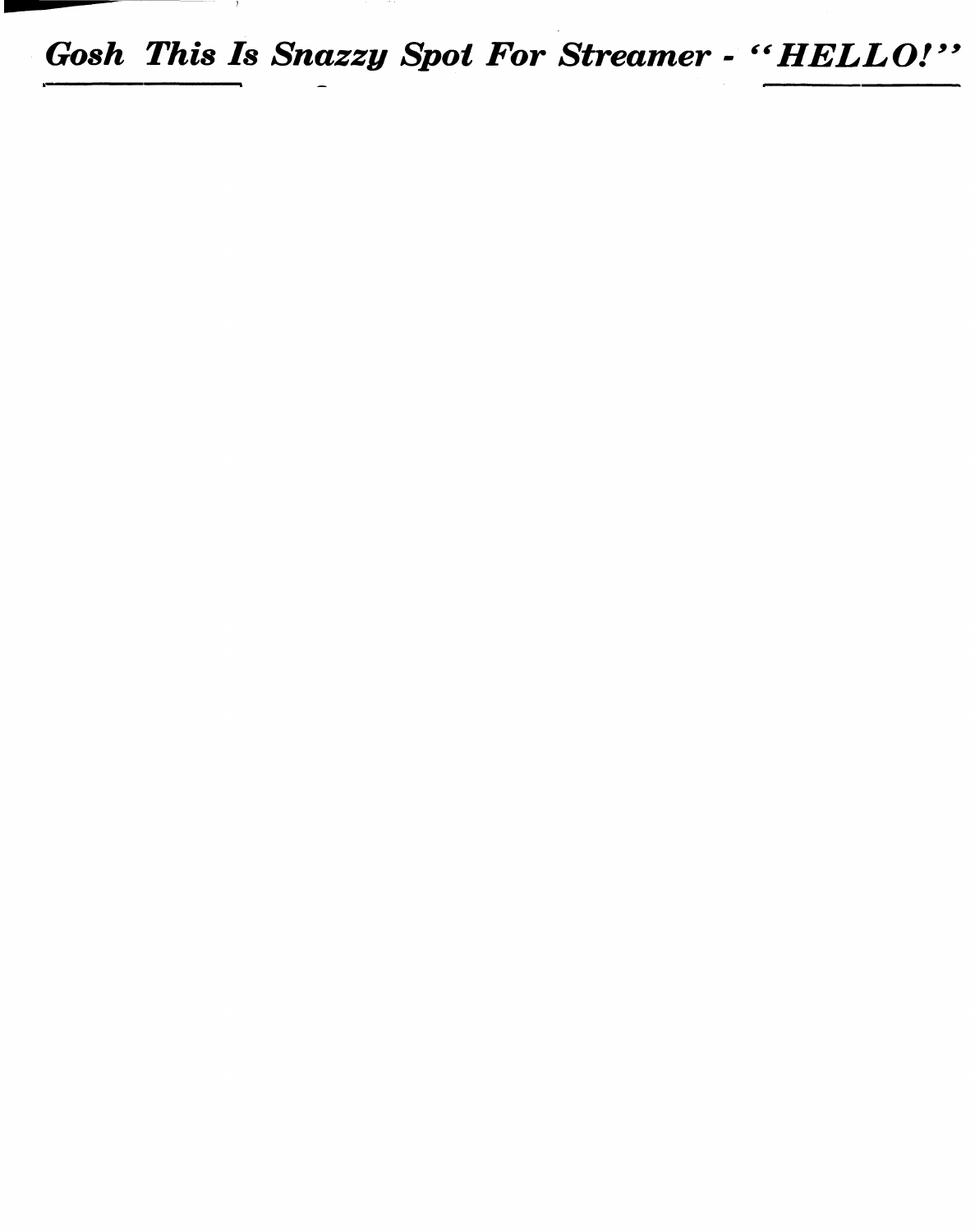***Gosh This Is Snazzy Spot For Streamer - "HELLO!"***